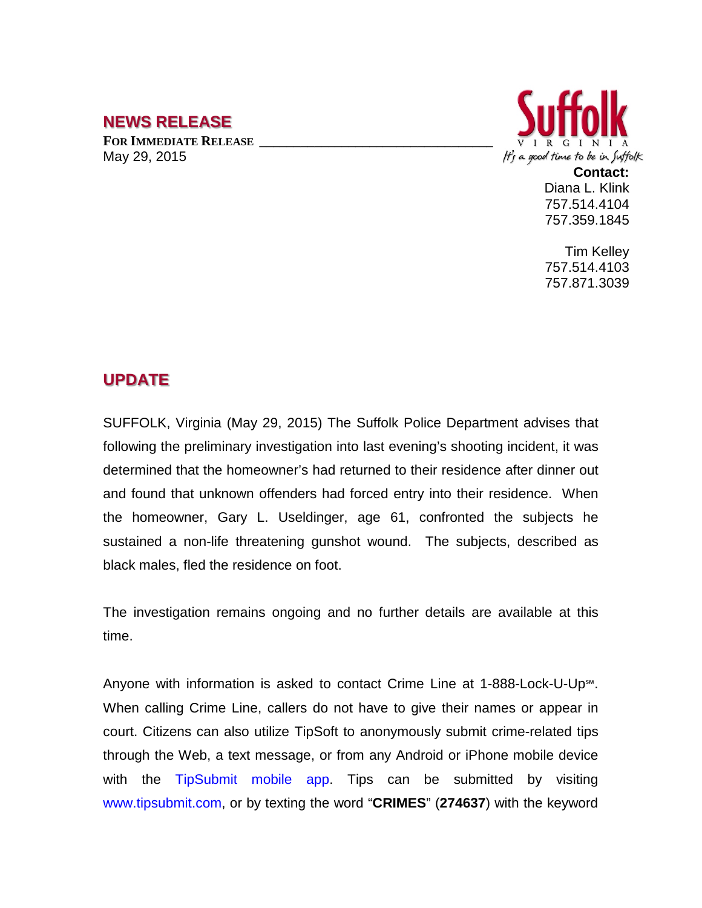## NEWS RELEASE

**FOR IMMEDIATE RELEASE**
May 29, 2015

Suffolk
VIRGINIA
*It's a good time to be in Suffolk*

**Contact:**
Diana L. Klink
757.514.4104
757.359.1845

Tim Kelley
757.514.4103
757.871.3039

## UPDATE

SUFFOLK, Virginia (May 29, 2015) The Suffolk Police Department advises that following the preliminary investigation into last evening's shooting incident, it was determined that the homeowner's had returned to their residence after dinner out and found that unknown offenders had forced entry into their residence. When the homeowner, Gary L. Useldinger, age 61, confronted the subjects he sustained a non-life threatening gunshot wound. The subjects, described as black males, fled the residence on foot.

The investigation remains ongoing and no further details are available at this time.

Anyone with information is asked to contact Crime Line at 1-888-Lock-U-Up℠. When calling Crime Line, callers do not have to give their names or appear in court. Citizens can also utilize TipSoft to anonymously submit crime-related tips through the Web, a text message, or from any Android or iPhone mobile device with the TipSubmit mobile app. Tips can be submitted by visiting www.tipsubmit.com, or by texting the word "**CRIMES**" (**274637**) with the keyword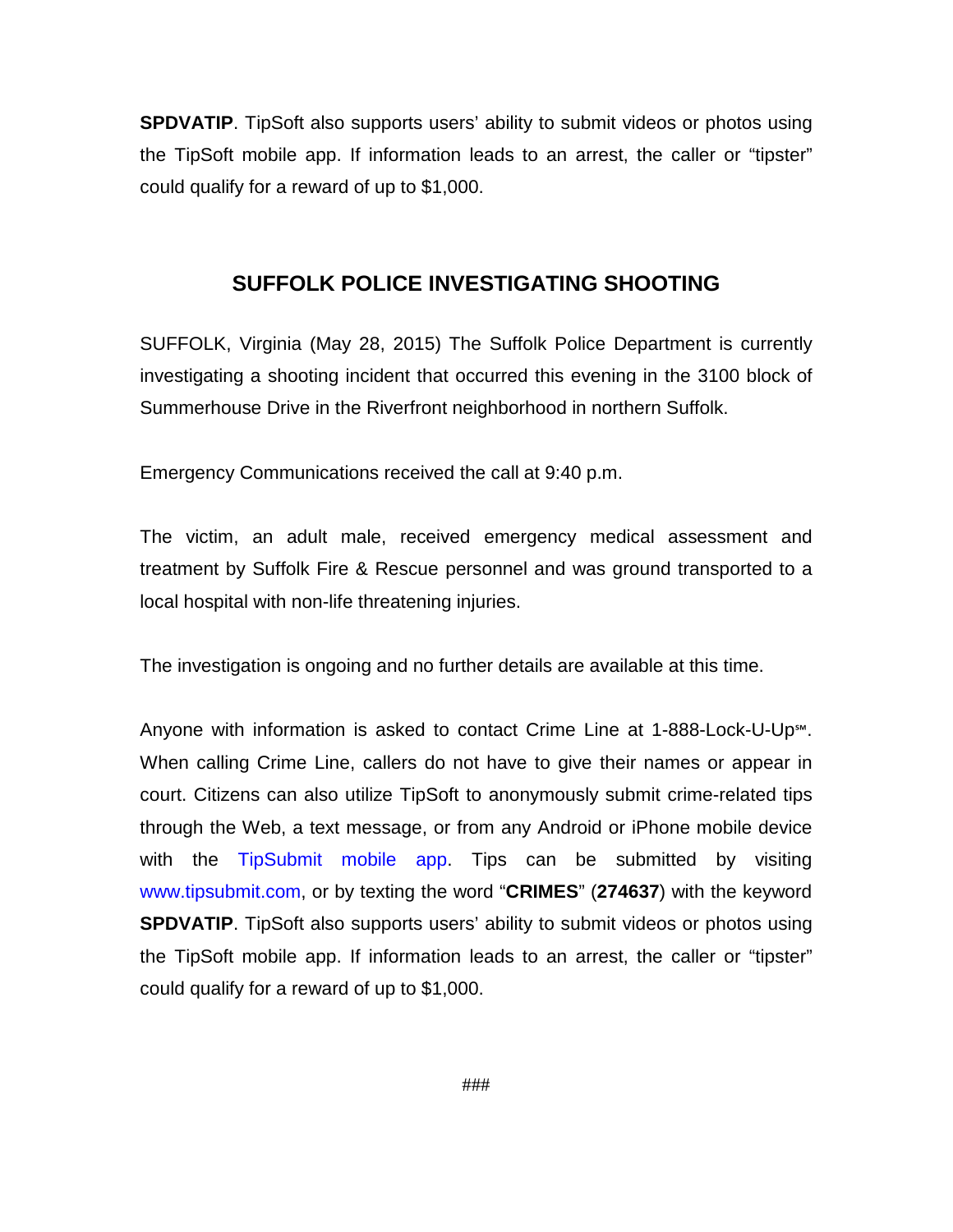**SPDVATIP**. TipSoft also supports users' ability to submit videos or photos using the TipSoft mobile app. If information leads to an arrest, the caller or "tipster" could qualify for a reward of up to $1,000.

## SUFFOLK POLICE INVESTIGATING SHOOTING

SUFFOLK, Virginia (May 28, 2015) The Suffolk Police Department is currently investigating a shooting incident that occurred this evening in the 3100 block of Summerhouse Drive in the Riverfront neighborhood in northern Suffolk.

Emergency Communications received the call at 9:40 p.m.

The victim, an adult male, received emergency medical assessment and treatment by Suffolk Fire & Rescue personnel and was ground transported to a local hospital with non-life threatening injuries.

The investigation is ongoing and no further details are available at this time.

Anyone with information is asked to contact Crime Line at 1-888-Lock-U-Up℠. When calling Crime Line, callers do not have to give their names or appear in court. Citizens can also utilize TipSoft to anonymously submit crime-related tips through the Web, a text message, or from any Android or iPhone mobile device with the TipSubmit mobile app. Tips can be submitted by visiting www.tipsubmit.com, or by texting the word "**CRIMES**" (**274637**) with the keyword **SPDVATIP**. TipSoft also supports users' ability to submit videos or photos using the TipSoft mobile app. If information leads to an arrest, the caller or "tipster" could qualify for a reward of up to $1,000.

###